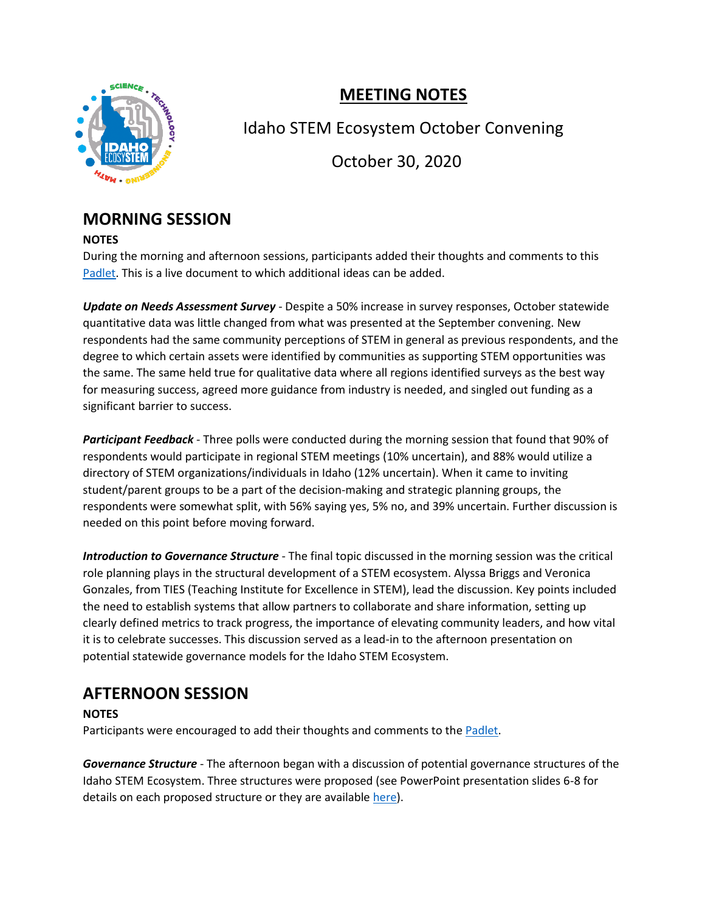# MEETING NOTES

Idaho STEM Ecosystem October Convening

October 30, 2020

## MORNING SESSION

**NOTES**

During the morning and afternoon sessions, participants added their thoughts and comments to this Padlet. This is a live document to which additional ideas can be added.

***Update on Needs Assessment Survey*** - Despite a 50% increase in survey responses, October statewide quantitative data was little changed from what was presented at the September convening. New respondents had the same community perceptions of STEM in general as previous respondents, and the degree to which certain assets were identified by communities as supporting STEM opportunities was the same. The same held true for qualitative data where all regions identified surveys as the best way for measuring success, agreed more guidance from industry is needed, and singled out funding as a significant barrier to success.

***Participant Feedback*** - Three polls were conducted during the morning session that found that 90% of respondents would participate in regional STEM meetings (10% uncertain), and 88% would utilize a directory of STEM organizations/individuals in Idaho (12% uncertain). When it came to inviting student/parent groups to be a part of the decision-making and strategic planning groups, the respondents were somewhat split, with 56% saying yes, 5% no, and 39% uncertain. Further discussion is needed on this point before moving forward.

***Introduction to Governance Structure*** - The final topic discussed in the morning session was the critical role planning plays in the structural development of a STEM ecosystem. Alyssa Briggs and Veronica Gonzales, from TIES (Teaching Institute for Excellence in STEM), lead the discussion. Key points included the need to establish systems that allow partners to collaborate and share information, setting up clearly defined metrics to track progress, the importance of elevating community leaders, and how vital it is to celebrate successes. This discussion served as a lead-in to the afternoon presentation on potential statewide governance models for the Idaho STEM Ecosystem.

## AFTERNOON SESSION

**NOTES**

Participants were encouraged to add their thoughts and comments to the Padlet.

***Governance Structure*** - The afternoon began with a discussion of potential governance structures of the Idaho STEM Ecosystem. Three structures were proposed (see PowerPoint presentation slides 6-8 for details on each proposed structure or they are available here).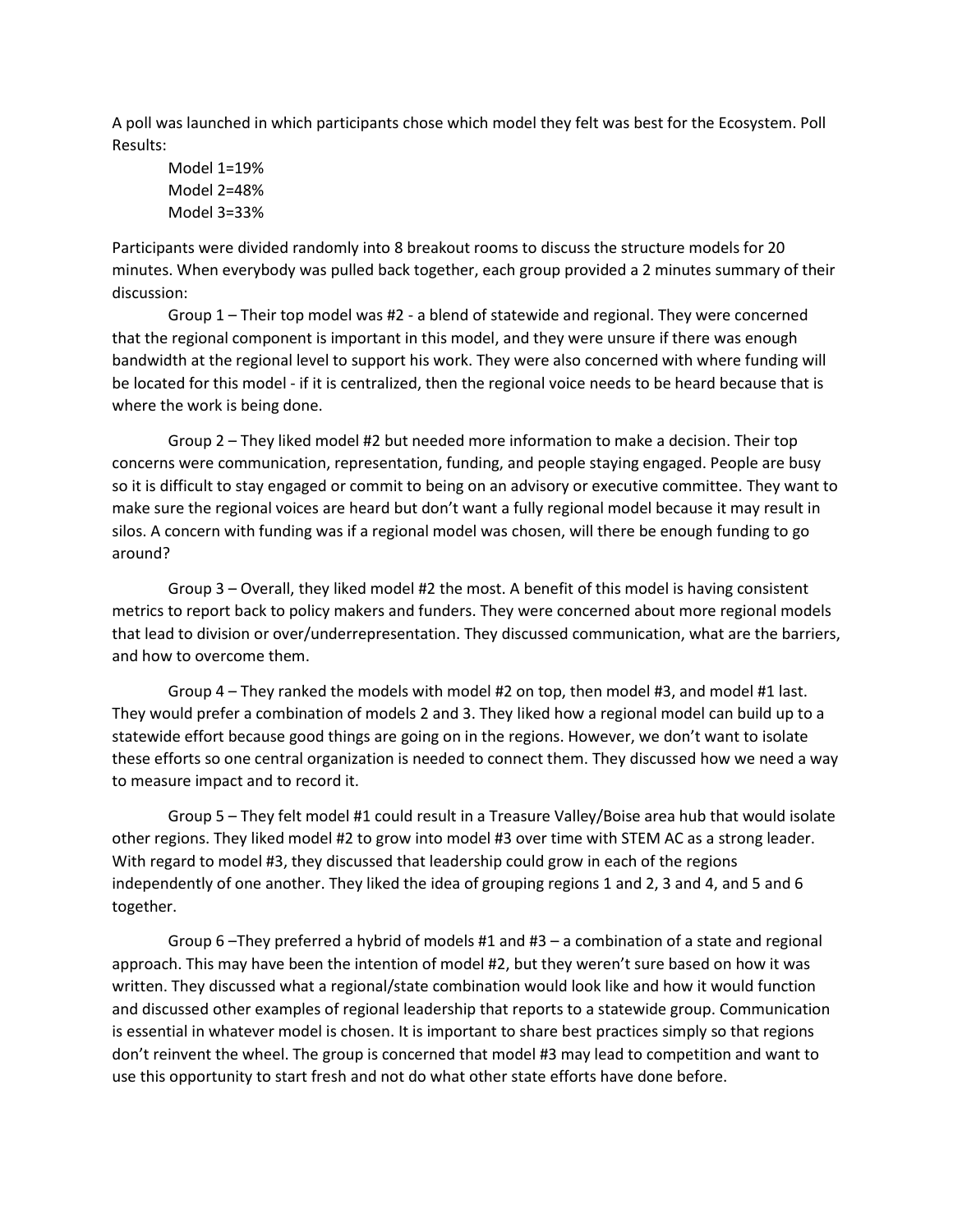A poll was launched in which participants chose which model they felt was best for the Ecosystem. Poll Results:

Model 1=19%
Model 2=48%
Model 3=33%

Participants were divided randomly into 8 breakout rooms to discuss the structure models for 20 minutes. When everybody was pulled back together, each group provided a 2 minutes summary of their discussion:

Group 1 – Their top model was #2 - a blend of statewide and regional. They were concerned that the regional component is important in this model, and they were unsure if there was enough bandwidth at the regional level to support his work. They were also concerned with where funding will be located for this model - if it is centralized, then the regional voice needs to be heard because that is where the work is being done.

Group 2 – They liked model #2 but needed more information to make a decision. Their top concerns were communication, representation, funding, and people staying engaged. People are busy so it is difficult to stay engaged or commit to being on an advisory or executive committee. They want to make sure the regional voices are heard but don't want a fully regional model because it may result in silos. A concern with funding was if a regional model was chosen, will there be enough funding to go around?

Group 3 – Overall, they liked model #2 the most. A benefit of this model is having consistent metrics to report back to policy makers and funders. They were concerned about more regional models that lead to division or over/underrepresentation. They discussed communication, what are the barriers, and how to overcome them.

Group 4 – They ranked the models with model #2 on top, then model #3, and model #1 last. They would prefer a combination of models 2 and 3. They liked how a regional model can build up to a statewide effort because good things are going on in the regions. However, we don't want to isolate these efforts so one central organization is needed to connect them. They discussed how we need a way to measure impact and to record it.

Group 5 – They felt model #1 could result in a Treasure Valley/Boise area hub that would isolate other regions. They liked model #2 to grow into model #3 over time with STEM AC as a strong leader. With regard to model #3, they discussed that leadership could grow in each of the regions independently of one another. They liked the idea of grouping regions 1 and 2, 3 and 4, and 5 and 6 together.

Group 6 –They preferred a hybrid of models #1 and #3 – a combination of a state and regional approach. This may have been the intention of model #2, but they weren't sure based on how it was written. They discussed what a regional/state combination would look like and how it would function and discussed other examples of regional leadership that reports to a statewide group. Communication is essential in whatever model is chosen. It is important to share best practices simply so that regions don't reinvent the wheel. The group is concerned that model #3 may lead to competition and want to use this opportunity to start fresh and not do what other state efforts have done before.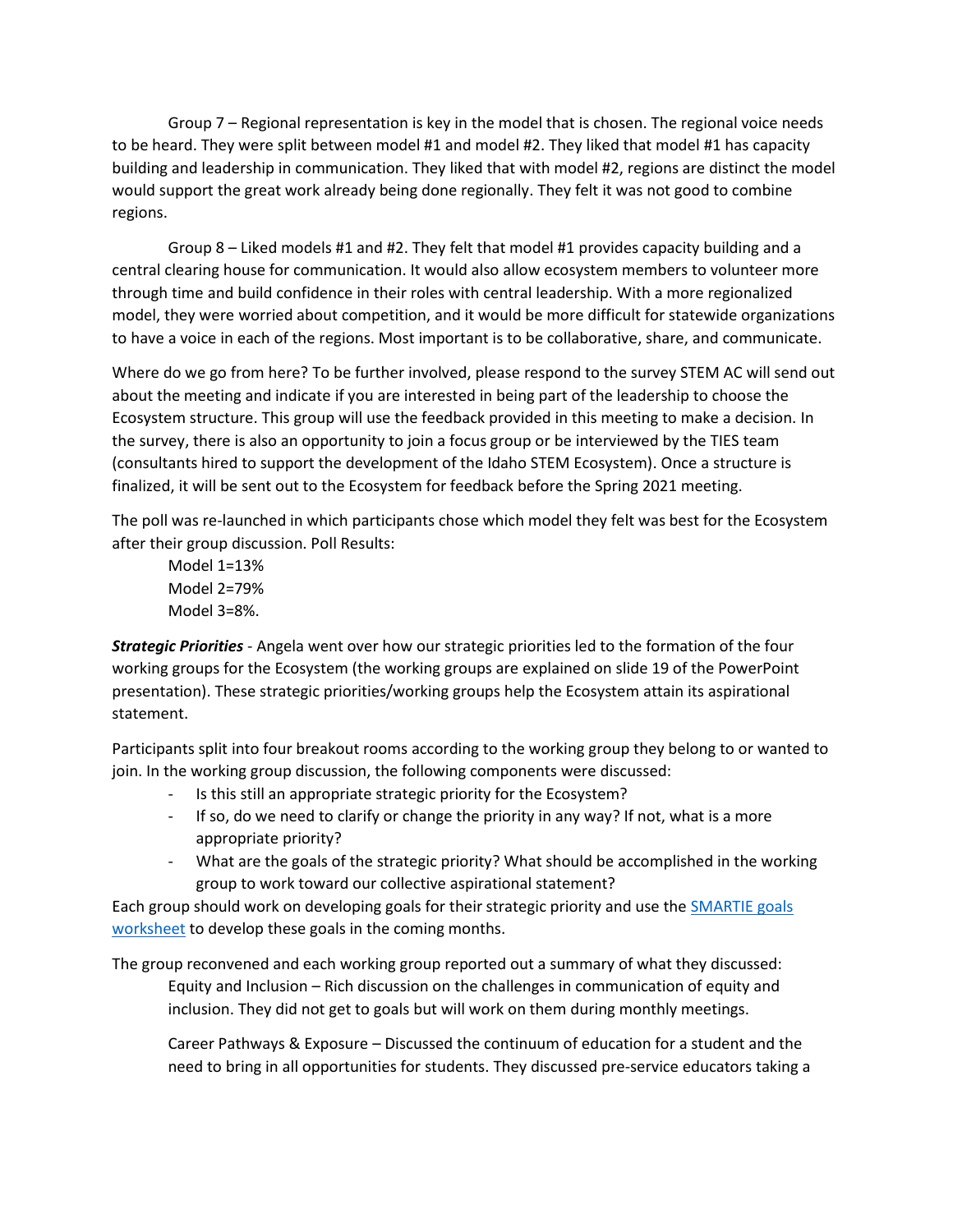Group 7 – Regional representation is key in the model that is chosen. The regional voice needs to be heard. They were split between model #1 and model #2. They liked that model #1 has capacity building and leadership in communication. They liked that with model #2, regions are distinct the model would support the great work already being done regionally. They felt it was not good to combine regions.

Group 8 – Liked models #1 and #2. They felt that model #1 provides capacity building and a central clearing house for communication. It would also allow ecosystem members to volunteer more through time and build confidence in their roles with central leadership. With a more regionalized model, they were worried about competition, and it would be more difficult for statewide organizations to have a voice in each of the regions. Most important is to be collaborative, share, and communicate.

Where do we go from here? To be further involved, please respond to the survey STEM AC will send out about the meeting and indicate if you are interested in being part of the leadership to choose the Ecosystem structure. This group will use the feedback provided in this meeting to make a decision. In the survey, there is also an opportunity to join a focus group or be interviewed by the TIES team (consultants hired to support the development of the Idaho STEM Ecosystem). Once a structure is finalized, it will be sent out to the Ecosystem for feedback before the Spring 2021 meeting.

The poll was re-launched in which participants chose which model they felt was best for the Ecosystem after their group discussion. Poll Results:

Model 1=13%
Model 2=79%
Model 3=8%.

***Strategic Priorities*** - Angela went over how our strategic priorities led to the formation of the four working groups for the Ecosystem (the working groups are explained on slide 19 of the PowerPoint presentation). These strategic priorities/working groups help the Ecosystem attain its aspirational statement.

Participants split into four breakout rooms according to the working group they belong to or wanted to join. In the working group discussion, the following components were discussed:

- Is this still an appropriate strategic priority for the Ecosystem?
- If so, do we need to clarify or change the priority in any way? If not, what is a more appropriate priority?
- What are the goals of the strategic priority? What should be accomplished in the working group to work toward our collective aspirational statement?

Each group should work on developing goals for their strategic priority and use the SMARTIE goals worksheet to develop these goals in the coming months.

The group reconvened and each working group reported out a summary of what they discussed:

Equity and Inclusion – Rich discussion on the challenges in communication of equity and inclusion. They did not get to goals but will work on them during monthly meetings.

Career Pathways & Exposure – Discussed the continuum of education for a student and the need to bring in all opportunities for students. They discussed pre-service educators taking a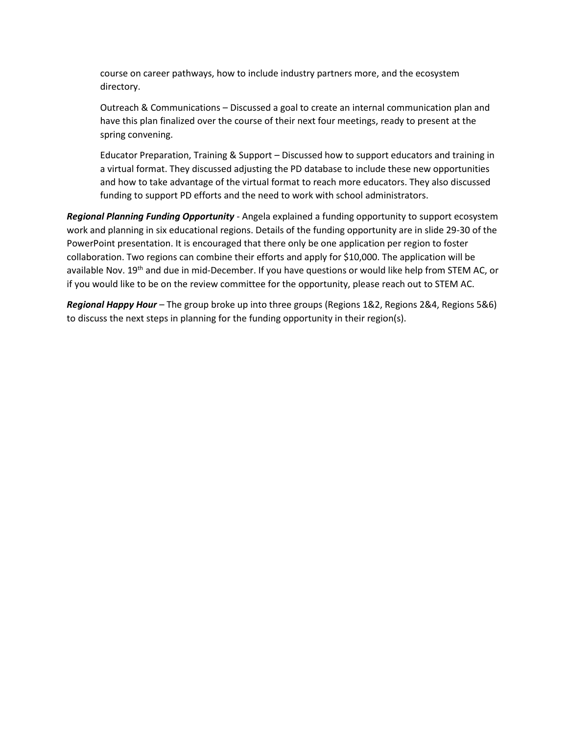course on career pathways, how to include industry partners more, and the ecosystem directory.

Outreach & Communications – Discussed a goal to create an internal communication plan and have this plan finalized over the course of their next four meetings, ready to present at the spring convening.

Educator Preparation, Training & Support – Discussed how to support educators and training in a virtual format. They discussed adjusting the PD database to include these new opportunities and how to take advantage of the virtual format to reach more educators. They also discussed funding to support PD efforts and the need to work with school administrators.

***Regional Planning Funding Opportunity*** - Angela explained a funding opportunity to support ecosystem work and planning in six educational regions. Details of the funding opportunity are in slide 29-30 of the PowerPoint presentation. It is encouraged that there only be one application per region to foster collaboration. Two regions can combine their efforts and apply for $10,000. The application will be available Nov. 19th and due in mid-December. If you have questions or would like help from STEM AC, or if you would like to be on the review committee for the opportunity, please reach out to STEM AC.

***Regional Happy Hour*** – The group broke up into three groups (Regions 1&2, Regions 2&4, Regions 5&6) to discuss the next steps in planning for the funding opportunity in their region(s).